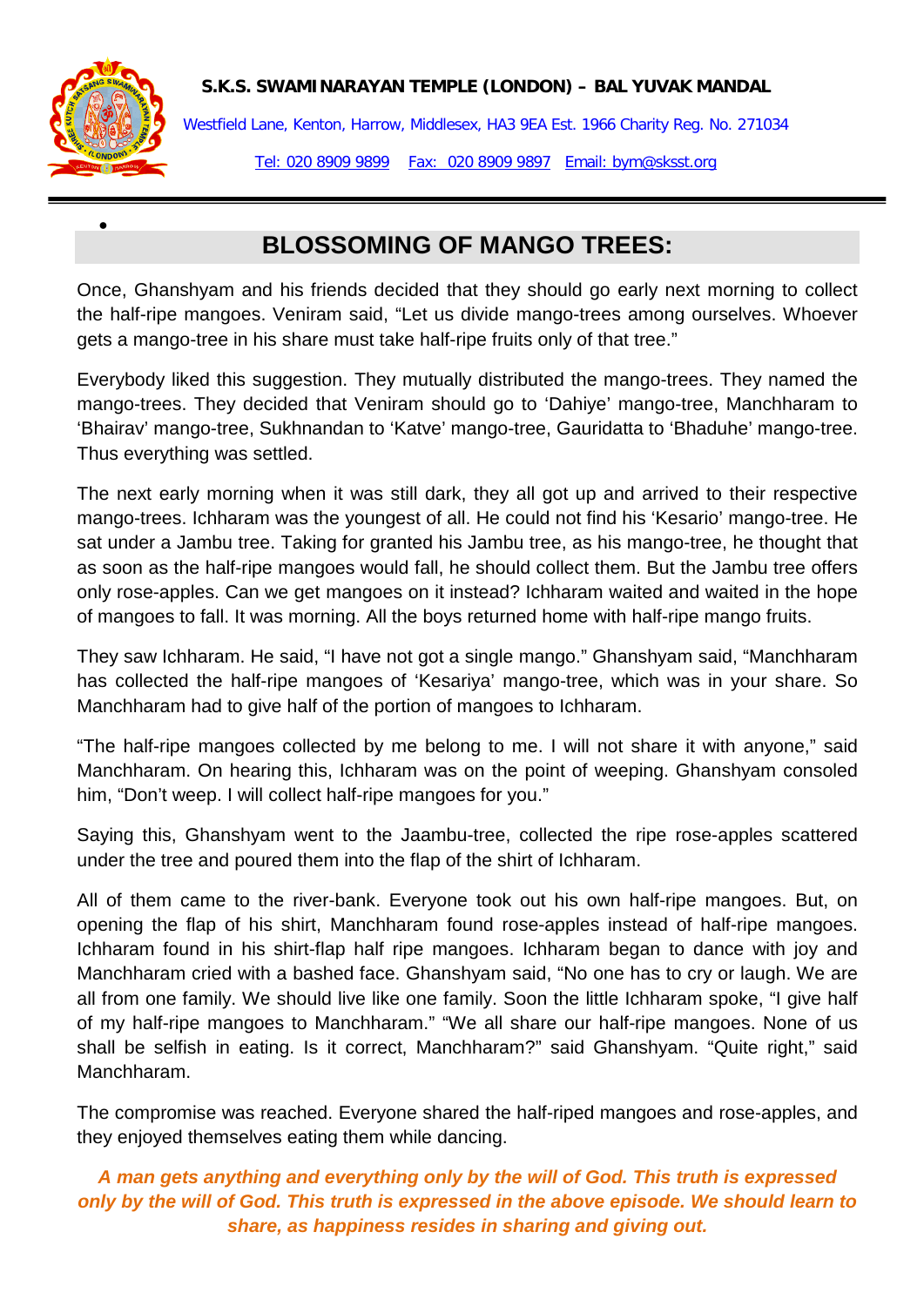**S.K.S. SWAMINARAYAN TEMPLE (LONDON) – BAL YUVAK MANDAL**

Westfield Lane, Kenton, Harrow, Middlesex, HA3 9EA Est. 1966 Charity Reg. No. 271034

Tel: 020 8909 9899 Fax: 020 8909 9897 Email: bym@sksst.org

## BLOSSOMING OF MANGO TREES:

Once, Ghanshyam and his friends decided that they should go early next morning to collect the half-ripe mangoes. Veniram said, "Let us divide mango-trees among ourselves. Whoever gets a mango-tree in his share must take half-ripe fruits only of that tree."

Everybody liked this suggestion. They mutually distributed the mango-trees. They named the mango-trees. They decided that Veniram should go to 'Dahiye' mango-tree, Manchharam to 'Bhairav' mango-tree, Sukhnandan to 'Katve' mango-tree, Gauridatta to 'Bhaduhe' mango-tree. Thus everything was settled.

The next early morning when it was still dark, they all got up and arrived to their respective mango-trees. Ichharam was the youngest of all. He could not find his 'Kesario' mango-tree. He sat under a Jambu tree. Taking for granted his Jambu tree, as his mango-tree, he thought that as soon as the half-ripe mangoes would fall, he should collect them. But the Jambu tree offers only rose-apples. Can we get mangoes on it instead? Ichharam waited and waited in the hope of mangoes to fall. It was morning. All the boys returned home with half-ripe mango fruits.

They saw Ichharam. He said, "I have not got a single mango." Ghanshyam said, "Manchharam has collected the half-ripe mangoes of 'Kesariya' mango-tree, which was in your share. So Manchharam had to give half of the portion of mangoes to Ichharam.

"The half-ripe mangoes collected by me belong to me. I will not share it with anyone," said Manchharam. On hearing this, Ichharam was on the point of weeping. Ghanshyam consoled him, "Don't weep. I will collect half-ripe mangoes for you."

Saying this, Ghanshyam went to the Jaambu-tree, collected the ripe rose-apples scattered under the tree and poured them into the flap of the shirt of Ichharam.

All of them came to the river-bank. Everyone took out his own half-ripe mangoes. But, on opening the flap of his shirt, Manchharam found rose-apples instead of half-ripe mangoes. Ichharam found in his shirt-flap half ripe mangoes. Ichharam began to dance with joy and Manchharam cried with a bashed face. Ghanshyam said, "No one has to cry or laugh. We are all from one family. We should live like one family. Soon the little Ichharam spoke, "I give half of my half-ripe mangoes to Manchharam." "We all share our half-ripe mangoes. None of us shall be selfish in eating. Is it correct, Manchharam?" said Ghanshyam. "Quite right," said Manchharam.

The compromise was reached. Everyone shared the half-riped mangoes and rose-apples, and they enjoyed themselves eating them while dancing.

***A man gets anything and everything only by the will of God. This truth is expressed only by the will of God. This truth is expressed in the above episode. We should learn to share, as happiness resides in sharing and giving out.***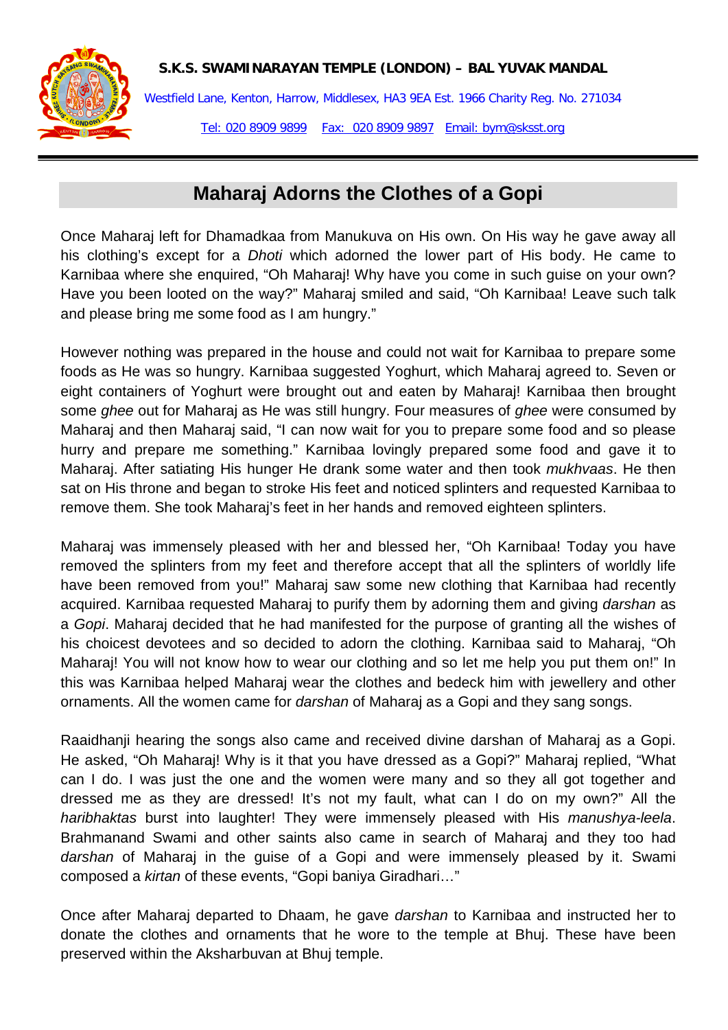**S.K.S. SWAMINARAYAN TEMPLE (LONDON) – BAL YUVAK MANDAL**

Westfield Lane, Kenton, Harrow, Middlesex, HA3 9EA Est. 1966 Charity Reg. No. 271034

Tel: 020 8909 9899 Fax: 020 8909 9897 Email: bym@sksst.org

## Maharaj Adorns the Clothes of a Gopi

Once Maharaj left for Dhamadkaa from Manukuva on His own. On His way he gave away all his clothing's except for a *Dhoti* which adorned the lower part of His body. He came to Karnibaa where she enquired, "Oh Maharaj! Why have you come in such guise on your own? Have you been looted on the way?" Maharaj smiled and said, "Oh Karnibaa! Leave such talk and please bring me some food as I am hungry."

However nothing was prepared in the house and could not wait for Karnibaa to prepare some foods as He was so hungry. Karnibaa suggested Yoghurt, which Maharaj agreed to. Seven or eight containers of Yoghurt were brought out and eaten by Maharaj! Karnibaa then brought some *ghee* out for Maharaj as He was still hungry. Four measures of *ghee* were consumed by Maharaj and then Maharaj said, "I can now wait for you to prepare some food and so please hurry and prepare me something." Karnibaa lovingly prepared some food and gave it to Maharaj. After satiating His hunger He drank some water and then took *mukhvaas*. He then sat on His throne and began to stroke His feet and noticed splinters and requested Karnibaa to remove them. She took Maharaj's feet in her hands and removed eighteen splinters.

Maharaj was immensely pleased with her and blessed her, "Oh Karnibaa! Today you have removed the splinters from my feet and therefore accept that all the splinters of worldly life have been removed from you!" Maharaj saw some new clothing that Karnibaa had recently acquired. Karnibaa requested Maharaj to purify them by adorning them and giving *darshan* as a *Gopi*. Maharaj decided that he had manifested for the purpose of granting all the wishes of his choicest devotees and so decided to adorn the clothing. Karnibaa said to Maharaj, "Oh Maharaj! You will not know how to wear our clothing and so let me help you put them on!" In this was Karnibaa helped Maharaj wear the clothes and bedeck him with jewellery and other ornaments. All the women came for *darshan* of Maharaj as a Gopi and they sang songs.

Raaidhanji hearing the songs also came and received divine darshan of Maharaj as a Gopi. He asked, "Oh Maharaj! Why is it that you have dressed as a Gopi?" Maharaj replied, "What can I do. I was just the one and the women were many and so they all got together and dressed me as they are dressed! It's not my fault, what can I do on my own?" All the *haribhaktas* burst into laughter! They were immensely pleased with His *manushya-leela*. Brahmanand Swami and other saints also came in search of Maharaj and they too had *darshan* of Maharaj in the guise of a Gopi and were immensely pleased by it. Swami composed a *kirtan* of these events, "Gopi baniya Giradhari…"

Once after Maharaj departed to Dhaam, he gave *darshan* to Karnibaa and instructed her to donate the clothes and ornaments that he wore to the temple at Bhuj. These have been preserved within the Aksharbuvan at Bhuj temple.